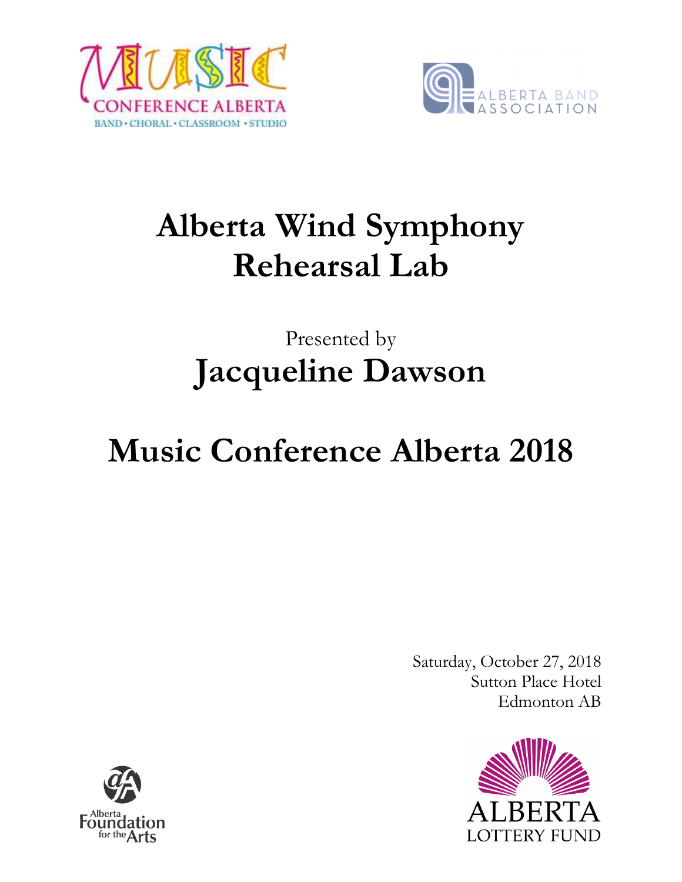# Alberta Wind Symphony Rehearsal Lab

Presented by

## Jacqueline Dawson

# Music Conference Alberta 2018

Saturday, October 27, 2018
Sutton Place Hotel
Edmonton AB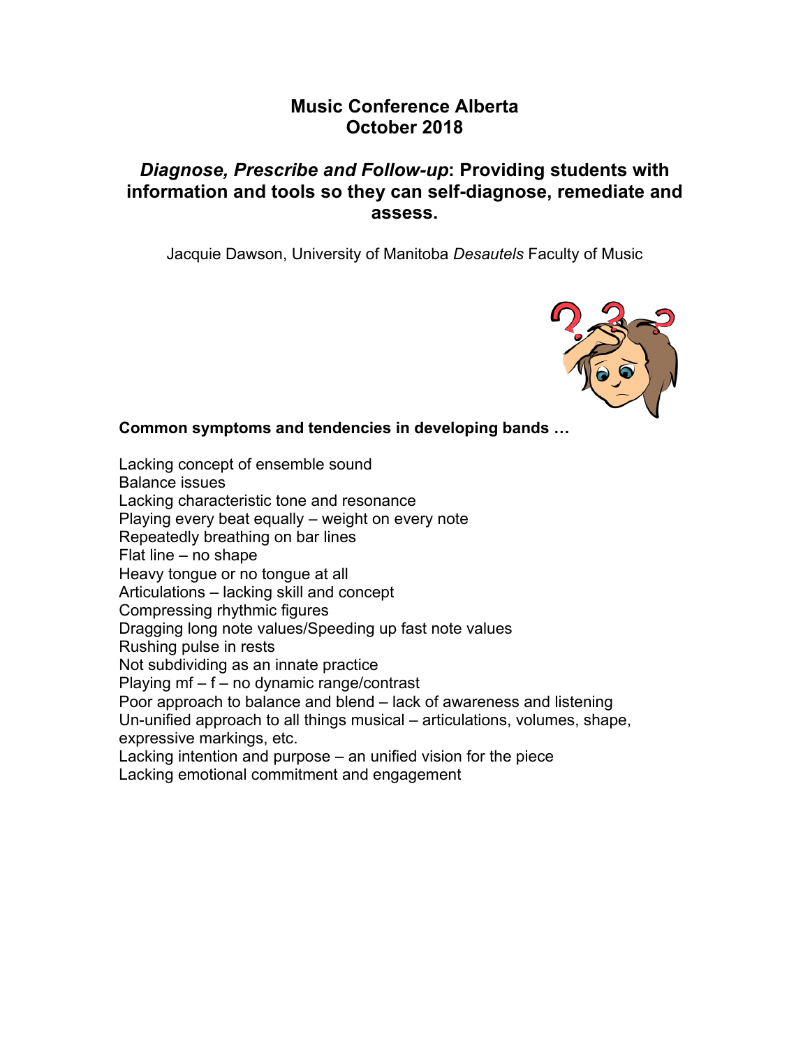**Music Conference Alberta**
**October 2018**

## *Diagnose, Prescribe and Follow-up*: Providing students with information and tools so they can self-diagnose, remediate and assess.

Jacquie Dawson, University of Manitoba *Desautels* Faculty of Music

**Common symptoms and tendencies in developing bands …**

Lacking concept of ensemble sound
Balance issues
Lacking characteristic tone and resonance
Playing every beat equally – weight on every note
Repeatedly breathing on bar lines
Flat line – no shape
Heavy tongue or no tongue at all
Articulations – lacking skill and concept
Compressing rhythmic figures
Dragging long note values/Speeding up fast note values
Rushing pulse in rests
Not subdividing as an innate practice
Playing mf – f – no dynamic range/contrast
Poor approach to balance and blend – lack of awareness and listening
Un-unified approach to all things musical – articulations, volumes, shape, expressive markings, etc.
Lacking intention and purpose – an unified vision for the piece
Lacking emotional commitment and engagement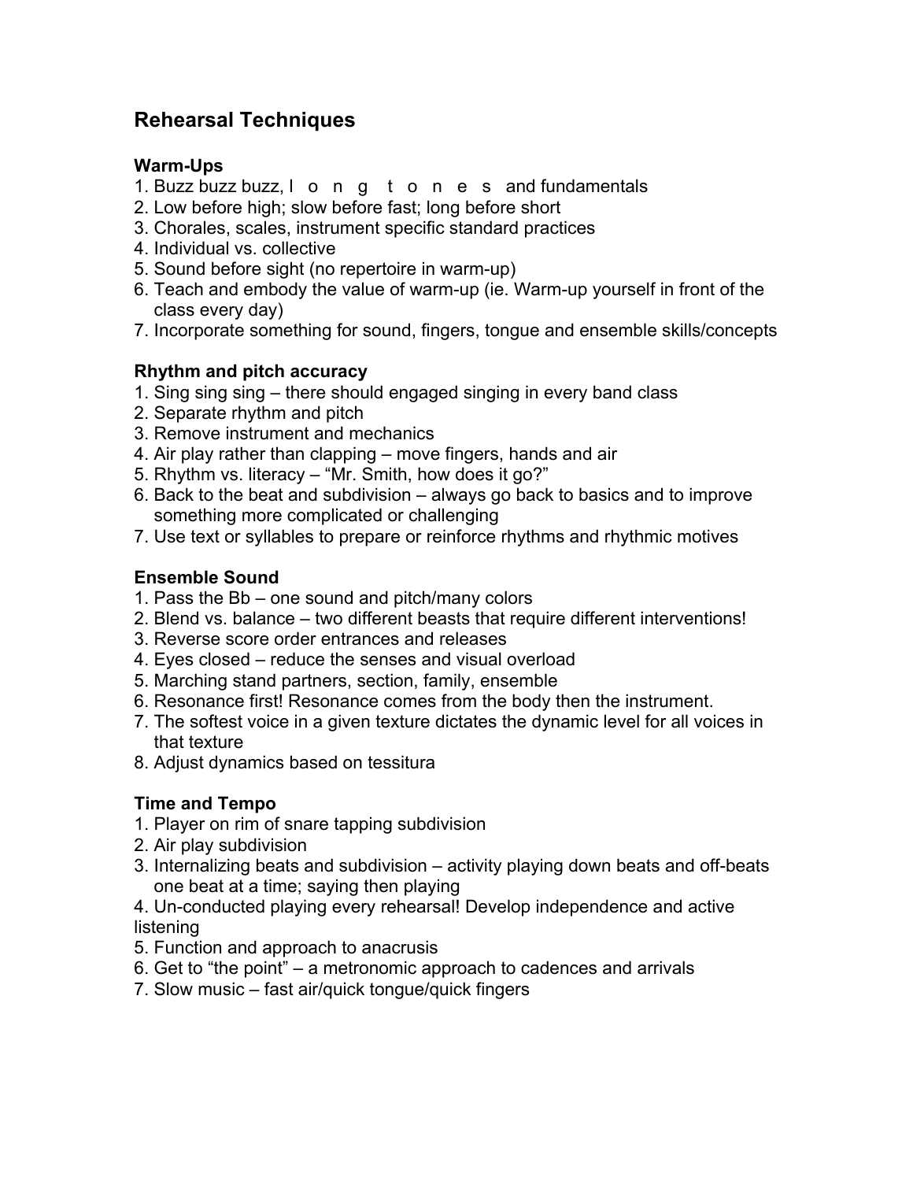## Rehearsal Techniques

### Warm-Ups

1. Buzz buzz buzz, l o n g t o n e s and fundamentals
2. Low before high; slow before fast; long before short
3. Chorales, scales, instrument specific standard practices
4. Individual vs. collective
5. Sound before sight (no repertoire in warm-up)
6. Teach and embody the value of warm-up (ie. Warm-up yourself in front of the class every day)
7. Incorporate something for sound, fingers, tongue and ensemble skills/concepts

### Rhythm and pitch accuracy

1. Sing sing sing – there should engaged singing in every band class
2. Separate rhythm and pitch
3. Remove instrument and mechanics
4. Air play rather than clapping – move fingers, hands and air
5. Rhythm vs. literacy – "Mr. Smith, how does it go?"
6. Back to the beat and subdivision – always go back to basics and to improve something more complicated or challenging
7. Use text or syllables to prepare or reinforce rhythms and rhythmic motives

### Ensemble Sound

1. Pass the Bb – one sound and pitch/many colors
2. Blend vs. balance – two different beasts that require different interventions!
3. Reverse score order entrances and releases
4. Eyes closed – reduce the senses and visual overload
5. Marching stand partners, section, family, ensemble
6. Resonance first! Resonance comes from the body then the instrument.
7. The softest voice in a given texture dictates the dynamic level for all voices in that texture
8. Adjust dynamics based on tessitura

### Time and Tempo

1. Player on rim of snare tapping subdivision
2. Air play subdivision
3. Internalizing beats and subdivision – activity playing down beats and off-beats one beat at a time; saying then playing
4. Un-conducted playing every rehearsal! Develop independence and active listening
5. Function and approach to anacrusis
6. Get to "the point" – a metronomic approach to cadences and arrivals
7. Slow music – fast air/quick tongue/quick fingers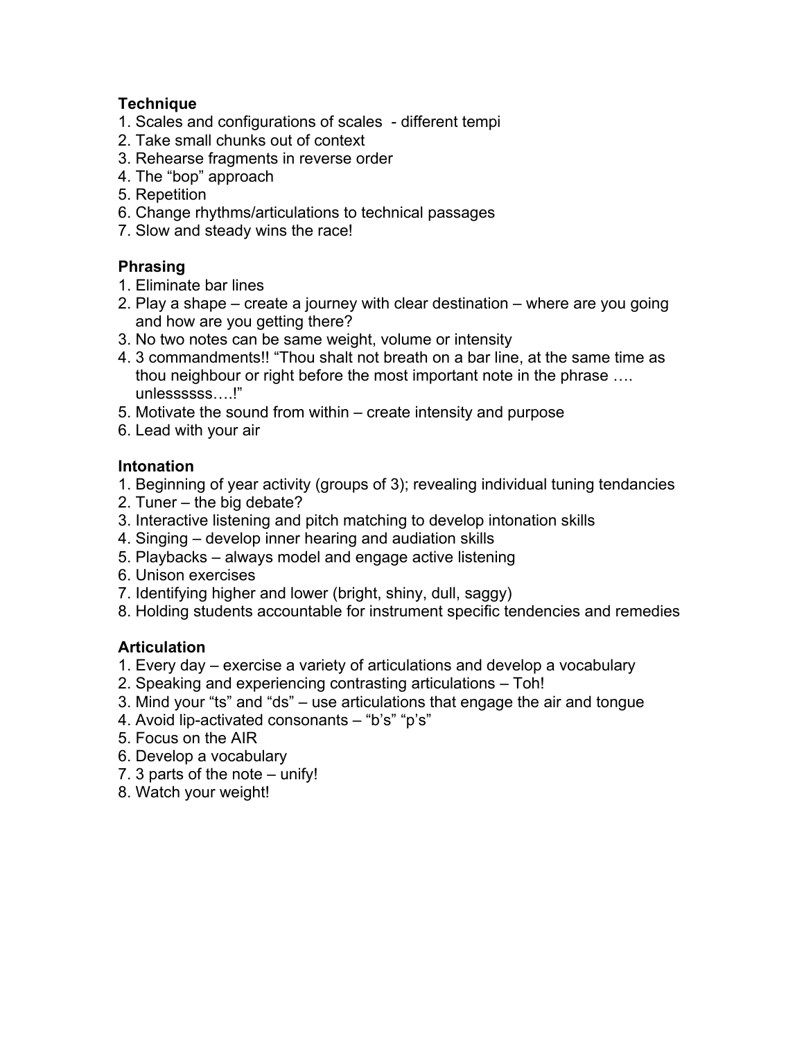**Technique**

1. Scales and configurations of scales - different tempi
2. Take small chunks out of context
3. Rehearse fragments in reverse order
4. The "bop" approach
5. Repetition
6. Change rhythms/articulations to technical passages
7. Slow and steady wins the race!

**Phrasing**

1. Eliminate bar lines
2. Play a shape – create a journey with clear destination – where are you going and how are you getting there?
3. No two notes can be same weight, volume or intensity
4. 3 commandments!! "Thou shalt not breath on a bar line, at the same time as thou neighbour or right before the most important note in the phrase …. unlessssss….!"
5. Motivate the sound from within – create intensity and purpose
6. Lead with your air

**Intonation**

1. Beginning of year activity (groups of 3); revealing individual tuning tendancies
2. Tuner – the big debate?
3. Interactive listening and pitch matching to develop intonation skills
4. Singing – develop inner hearing and audiation skills
5. Playbacks – always model and engage active listening
6. Unison exercises
7. Identifying higher and lower (bright, shiny, dull, saggy)
8. Holding students accountable for instrument specific tendencies and remedies

**Articulation**

1. Every day – exercise a variety of articulations and develop a vocabulary
2. Speaking and experiencing contrasting articulations – Toh!
3. Mind your "ts" and "ds" – use articulations that engage the air and tongue
4. Avoid lip-activated consonants – "b's" "p's"
5. Focus on the AIR
6. Develop a vocabulary
7. 3 parts of the note – unify!
8. Watch your weight!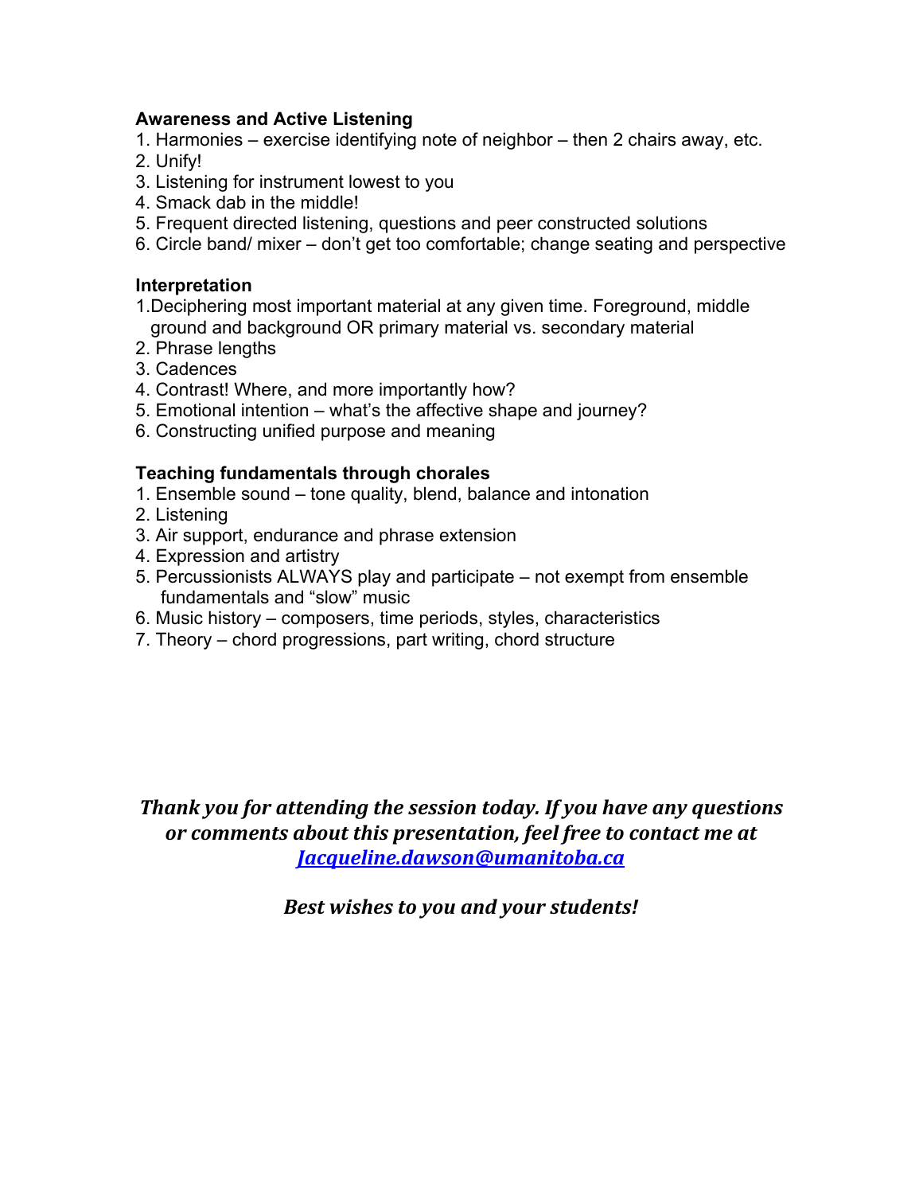**Awareness and Active Listening**

1. Harmonies – exercise identifying note of neighbor – then 2 chairs away, etc.
2. Unify!
3. Listening for instrument lowest to you
4. Smack dab in the middle!
5. Frequent directed listening, questions and peer constructed solutions
6. Circle band/ mixer – don't get too comfortable; change seating and perspective

**Interpretation**

1. Deciphering most important material at any given time. Foreground, middle ground and background OR primary material vs. secondary material
2. Phrase lengths
3. Cadences
4. Contrast! Where, and more importantly how?
5. Emotional intention – what's the affective shape and journey?
6. Constructing unified purpose and meaning

**Teaching fundamentals through chorales**

1. Ensemble sound – tone quality, blend, balance and intonation
2. Listening
3. Air support, endurance and phrase extension
4. Expression and artistry
5. Percussionists ALWAYS play and participate – not exempt from ensemble fundamentals and "slow" music
6. Music history – composers, time periods, styles, characteristics
7. Theory – chord progressions, part writing, chord structure

***Thank you for attending the session today. If you have any questions or comments about this presentation, feel free to contact me at [Jacqueline.dawson@umanitoba.ca](mailto:Jacqueline.dawson@umanitoba.ca)***

***Best wishes to you and your students!***